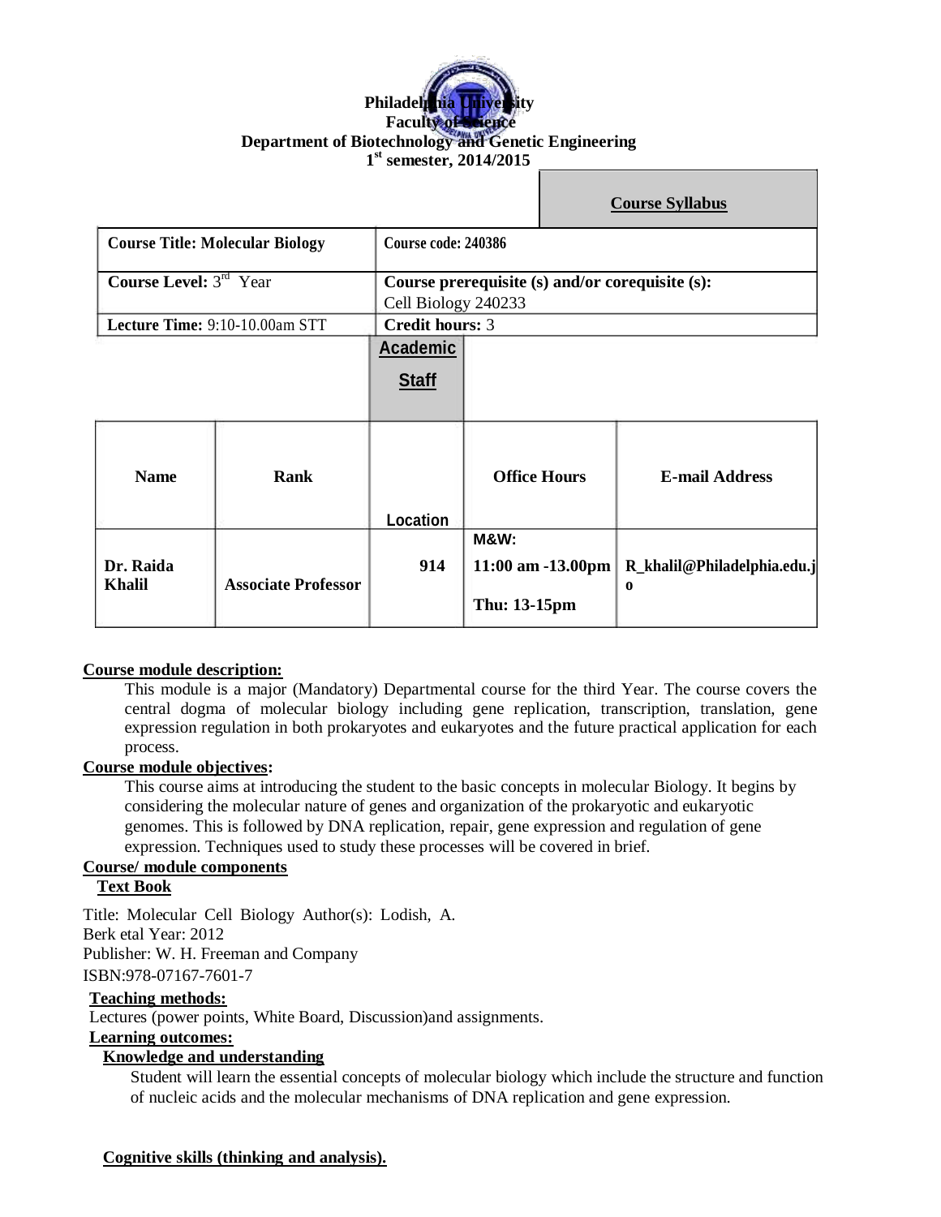**Philadelphia University**
**Faculty of Science**
**Department of Biotechnology and Genetic Engineering**
**1st semester, 2014/2015**

**Course Syllabus**

| Course Title: Molecular Biology | Course code: 240386 |
|---|---|
| **Course Level:** 3rd Year | **Course prerequisite (s) and/or corequisite (s):** Cell Biology 240233 |
| **Lecture Time:** 9:10-10.00am STT | **Credit hours:** 3 |

**Academic Staff**

| Name | Rank | Location | Office Hours | E-mail Address |
|---|---|---|---|---|
| Dr. Raida Khalil | Associate Professor | 914 | M&W: 11:00 am -13.00pm Thu: 13-15pm | R_khalil@Philadelphia.edu.jo |

**Course module description:**

This module is a major (Mandatory) Departmental course for the third Year. The course covers the central dogma of molecular biology including gene replication, transcription, translation, gene expression regulation in both prokaryotes and eukaryotes and the future practical application for each process.

**Course module objectives:**

This course aims at introducing the student to the basic concepts in molecular Biology. It begins by considering the molecular nature of genes and organization of the prokaryotic and eukaryotic genomes. This is followed by DNA replication, repair, gene expression and regulation of gene expression. Techniques used to study these processes will be covered in brief.

**Course/ module components**

**Text Book**

Title: Molecular Cell Biology Author(s): Lodish, A. Berk etal Year: 2012
Publisher: W. H. Freeman and Company
ISBN:978-07167-7601-7

**Teaching methods:**

Lectures (power points, White Board, Discussion)and assignments.

**Learning outcomes:**

**Knowledge and understanding**

Student will learn the essential concepts of molecular biology which include the structure and function of nucleic acids and the molecular mechanisms of DNA replication and gene expression.

**Cognitive skills (thinking and analysis).**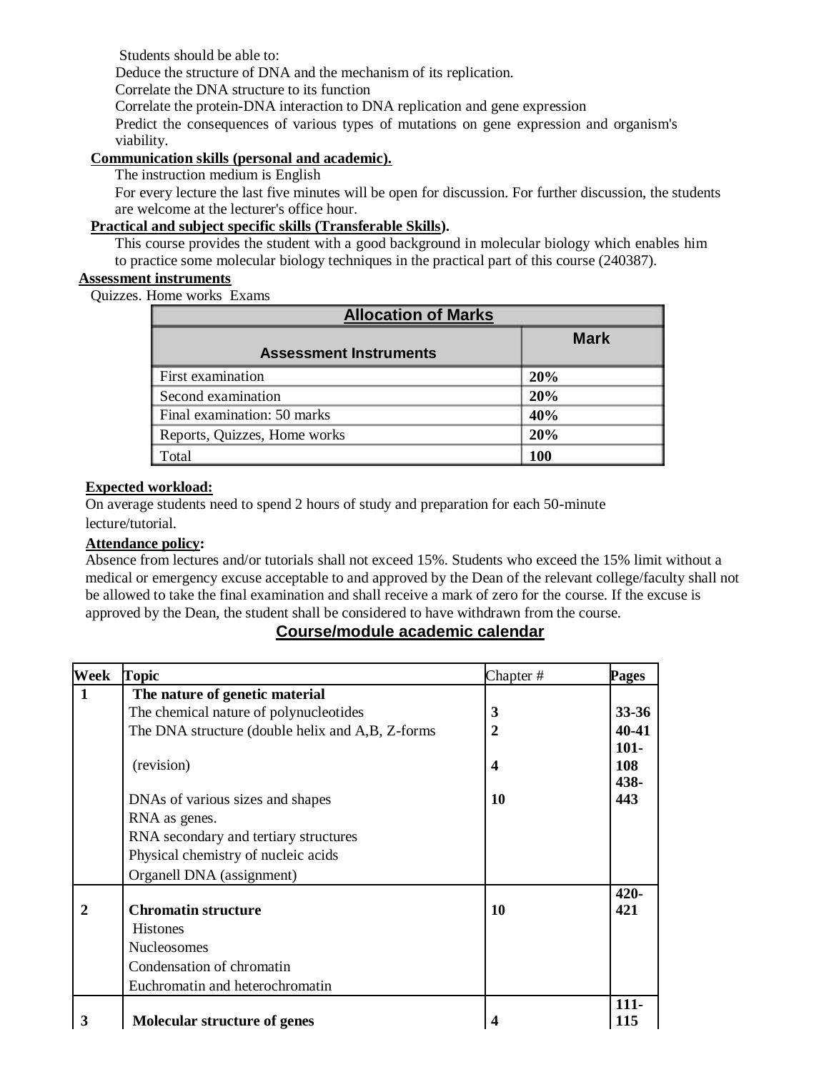Students should be able to:

Deduce the structure of DNA and the mechanism of its replication.

Correlate the DNA structure to its function

Correlate the protein-DNA interaction to DNA replication and gene expression

Predict the consequences of various types of mutations on gene expression and organism's viability.

**Communication skills (personal and academic).**

The instruction medium is English

For every lecture the last five minutes will be open for discussion. For further discussion, the students are welcome at the lecturer's office hour.

**Practical and subject specific skills (Transferable Skills).**

This course provides the student with a good background in molecular biology which enables him to practice some molecular biology techniques in the practical part of this course (240387).

**Assessment instruments**

Quizzes. Home works Exams

| Allocation of Marks | |
|---|---|
| **Assessment Instruments** | **Mark** |
| First examination | **20%** |
| Second examination | **20%** |
| Final examination: 50 marks | **40%** |
| Reports, Quizzes, Home works | **20%** |
| Total | **100** |

**Expected workload:**

On average students need to spend 2 hours of study and preparation for each 50-minute lecture/tutorial.

**Attendance policy:**

Absence from lectures and/or tutorials shall not exceed 15%. Students who exceed the 15% limit without a medical or emergency excuse acceptable to and approved by the Dean of the relevant college/faculty shall not be allowed to take the final examination and shall receive a mark of zero for the course. If the excuse is approved by the Dean, the student shall be considered to have withdrawn from the course.

## Course/module academic calendar

| Week | Topic | Chapter # | Pages |
|---|---|---|---|
| **1** | **The nature of genetic material** | | |
| | The chemical nature of polynucleotides | **3** | **33-36** |
| | The DNA structure (double helix and A,B, Z-forms | **2** | **40-41** |
| | (revision) | **4** | **101-108** |
| | DNAs of various sizes and shapes | **10** | **438-443** |
| | RNA as genes. | | |
| | RNA secondary and tertiary structures | | |
| | Physical chemistry of nucleic acids | | |
| | Organell DNA (assignment) | | |
| **2** | **Chromatin structure** | **10** | **420-421** |
| | Histones | | |
| | Nucleosomes | | |
| | Condensation of chromatin | | |
| | Euchromatin and heterochromatin | | |
| **3** | **Molecular structure of genes** | **4** | **111-115** |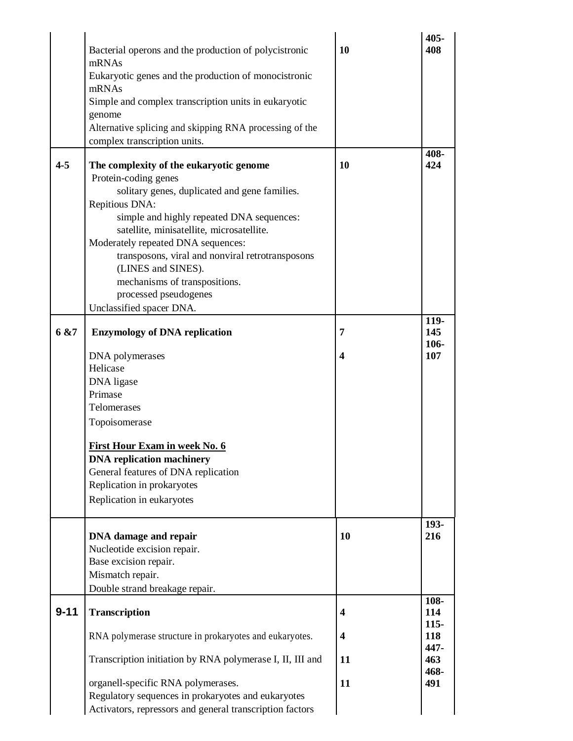| | | | |
|---|---|---|---|
| | Bacterial operons and the production of polycistronic mRNAs<br>Eukaryotic genes and the production of monocistronic mRNAs<br>Simple and complex transcription units in eukaryotic genome<br>Alternative splicing and skipping RNA processing of the complex transcription units. | **10** | **405-408** |
| **4-5** | **The complexity of the eukaryotic genome**<br>Protein-coding genes<br>solitary genes, duplicated and gene families.<br>Repitious DNA:<br>simple and highly repeated DNA sequences: satellite, minisatellite, microsatellite.<br>Moderately repeated DNA sequences:<br>transposons, viral and nonviral retrotransposons (LINES and SINES).<br>mechanisms of transpositions.<br>processed pseudogenes<br>Unclassified spacer DNA. | **10** | **408-424** |
| **6 &7** | **Enzymology of DNA replication**<br><br>DNA polymerases<br>Helicase<br>DNA ligase<br>Primase<br>Telomerases<br>Topoisomerase<br><br>**<u>First Hour Exam in week No. 6</u>**<br>**DNA replication machinery**<br>General features of DNA replication<br>Replication in prokaryotes<br>Replication in eukaryotes | **7**<br><br>**4** | **119-145**<br>**106-107** |
| | **DNA damage and repair**<br>Nucleotide excision repair.<br>Base excision repair.<br>Mismatch repair.<br>Double strand breakage repair. | **10** | **193-216** |
| **9-11** | **Transcription**<br><br>RNA polymerase structure in prokaryotes and eukaryotes.<br><br>Transcription initiation by RNA polymerase I, II, III and<br><br>organell-specific RNA polymerases.<br>Regulatory sequences in prokaryotes and eukaryotes<br>Activators, repressors and general transcription factors | **4**<br><br>**4**<br><br>**11**<br><br>**11** | **108-114**<br>**115-118**<br>**447-463**<br>**468-491** |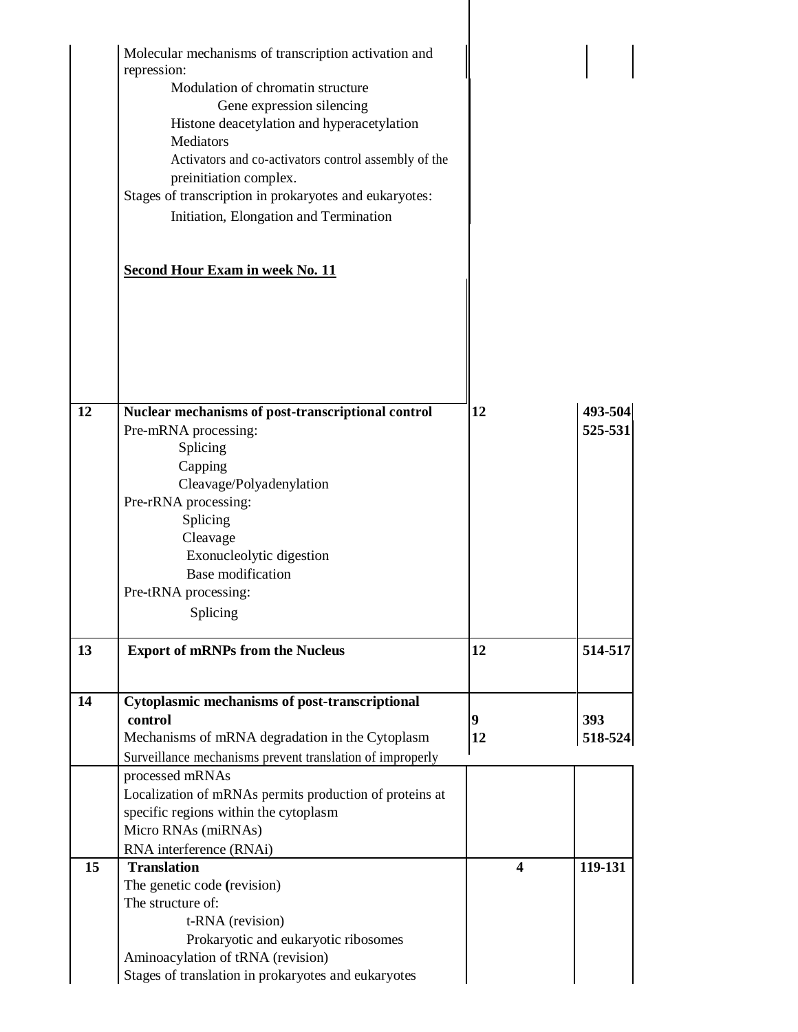| Week | Topic | Chapter | Pages |
|---|---|---|---|
| | Molecular mechanisms of transcription activation and repression:<br>Modulation of chromatin structure<br>Gene expression silencing<br>Histone deacetylation and hyperacetylation<br>Mediators<br>Activators and co-activators control assembly of the preinitiation complex.<br>Stages of transcription in prokaryotes and eukaryotes:<br>Initiation, Elongation and Termination<br><br>**Second Hour Exam in week No. 11** | | |
| **12** | **Nuclear mechanisms of post-transcriptional control**<br>Pre-mRNA processing:<br>Splicing<br>Capping<br>Cleavage/Polyadenylation<br>Pre-rRNA processing:<br>Splicing<br>Cleavage<br>Exonucleolytic digestion<br>Base modification<br>Pre-tRNA processing:<br>Splicing | **12** | **493-504**<br>**525-531** |
| **13** | **Export of mRNPs from the Nucleus** | **12** | **514-517** |
| **14** | **Cytoplasmic mechanisms of post-transcriptional control**<br>Mechanisms of mRNA degradation in the Cytoplasm<br>Surveillance mechanisms prevent translation of improperly processed mRNAs<br>Localization of mRNAs permits production of proteins at specific regions within the cytoplasm<br>Micro RNAs (miRNAs)<br>RNA interference (RNAi) | **9**<br>**12** | **393**<br>**518-524** |
| **15** | **Translation**<br>The genetic code (revision)<br>The structure of:<br>t-RNA (revision)<br>Prokaryotic and eukaryotic ribosomes<br>Aminoacylation of tRNA (revision)<br>Stages of translation in prokaryotes and eukaryotes | **4** | **119-131** |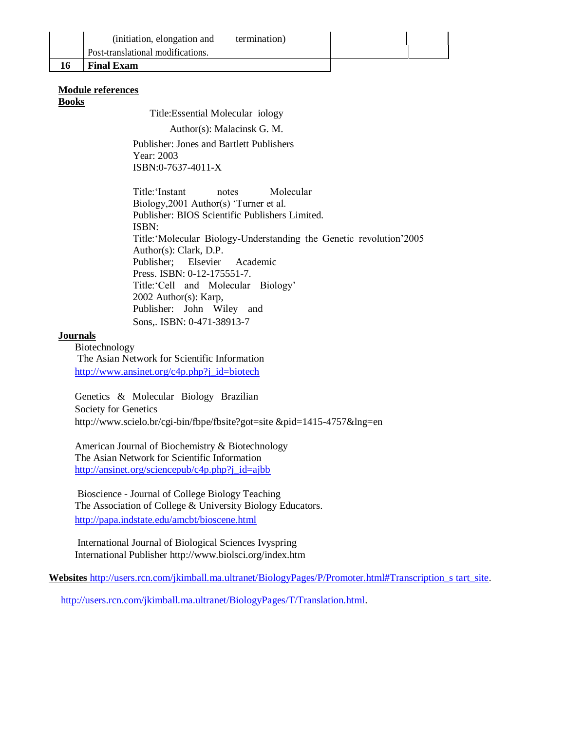| | | | |
|---|---|---|---|
| | (initiation, elongation and termination) Post-translational modifications. | | |
| **16** | **Final Exam** | | |

**Module references**

**Books**

Title:Essential Molecular iology
Author(s): Malacinsk G. M.
Publisher: Jones and Bartlett Publishers
Year: 2003
ISBN:0-7637-4011-X

Title:'Instant notes Molecular Biology,2001 Author(s) 'Turner et al.
Publisher: BIOS Scientific Publishers Limited.
ISBN:
Title:'Molecular Biology-Understanding the Genetic revolution'2005
Author(s): Clark, D.P.
Publisher; Elsevier Academic Press. ISBN: 0-12-175551-7.
Title:'Cell and Molecular Biology' 2002 Author(s): Karp,
Publisher: John Wiley and Sons,. ISBN: 0-471-38913-7

**Journals**

Biotechnology
The Asian Network for Scientific Information
http://www.ansinet.org/c4p.php?j_id=biotech

Genetics & Molecular Biology Brazilian Society for Genetics
http://www.scielo.br/cgi-bin/fbpe/fbsite?got=site &pid=1415-4757&lng=en

American Journal of Biochemistry & Biotechnology
The Asian Network for Scientific Information
http://ansinet.org/sciencepub/c4p.php?j_id=ajbb

Bioscience - Journal of College Biology Teaching
The Association of College & University Biology Educators.
http://papa.indstate.edu/amcbt/bioscene.html

International Journal of Biological Sciences Ivyspring International Publisher http://www.biolsci.org/index.htm

**Websites** http://users.rcn.com/jkimball.ma.ultranet/BiologyPages/P/Promoter.html#Transcription_s tart_site.

http://users.rcn.com/jkimball.ma.ultranet/BiologyPages/T/Translation.html.